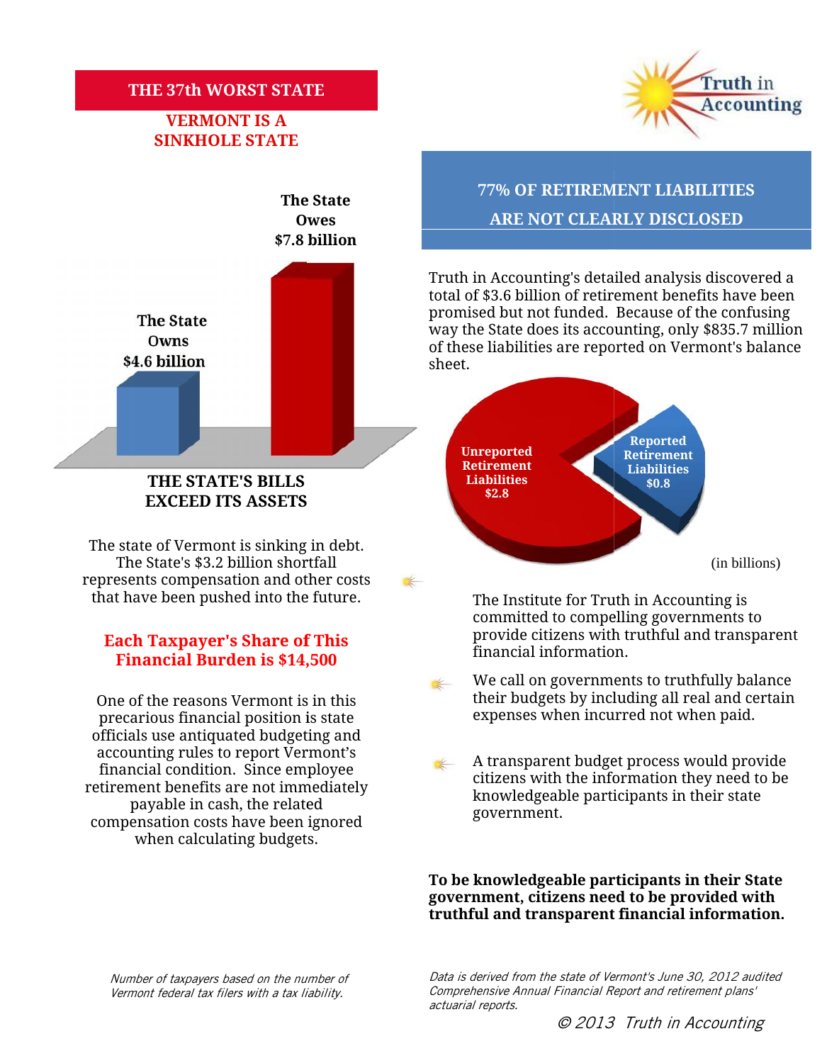# THE 37th WORST STATE

## VERMONT IS A SINKHOLE STATE

The State Owns $4.6 billion

The State Owes $7.8 billion

**THE STATE'S BILLS EXCEED ITS ASSETS**

The state of Vermont is sinking in debt. The State's $3.2 billion shortfall represents compensation and other costs that have been pushed into the future.

**Each Taxpayer's Share of This Financial Burden is $14,500**

One of the reasons Vermont is in this precarious financial position is state officials use antiquated budgeting and accounting rules to report Vermont's financial condition. Since employee retirement benefits are not immediately payable in cash, the related compensation costs have been ignored when calculating budgets.

*Number of taxpayers based on the number of Vermont federal tax filers with a tax liability.*

Truth in Accounting

## 77% OF RETIREMENT LIABILITIES ARE NOT CLEARLY DISCLOSED

Truth in Accounting's detailed analysis discovered a total of $3.6 billion of retirement benefits have been promised but not funded. Because of the confusing way the State does its accounting, only $835.7 million of these liabilities are reported on Vermont's balance sheet.

Unreported Retirement Liabilities $2.8

Reported Retirement Liabilities $0.8

(in billions)

- The Institute for Truth in Accounting is committed to compelling governments to provide citizens with truthful and transparent financial information.
- We call on governments to truthfully balance their budgets by including all real and certain expenses when incurred not when paid.
- A transparent budget process would provide citizens with the information they need to be knowledgeable participants in their state government.

**To be knowledgeable participants in their State government, citizens need to be provided with truthful and transparent financial information.**

*Data is derived from the state of Vermont's June 30, 2012 audited Comprehensive Annual Financial Report and retirement plans' actuarial reports.*

*© 2013 Truth in Accounting*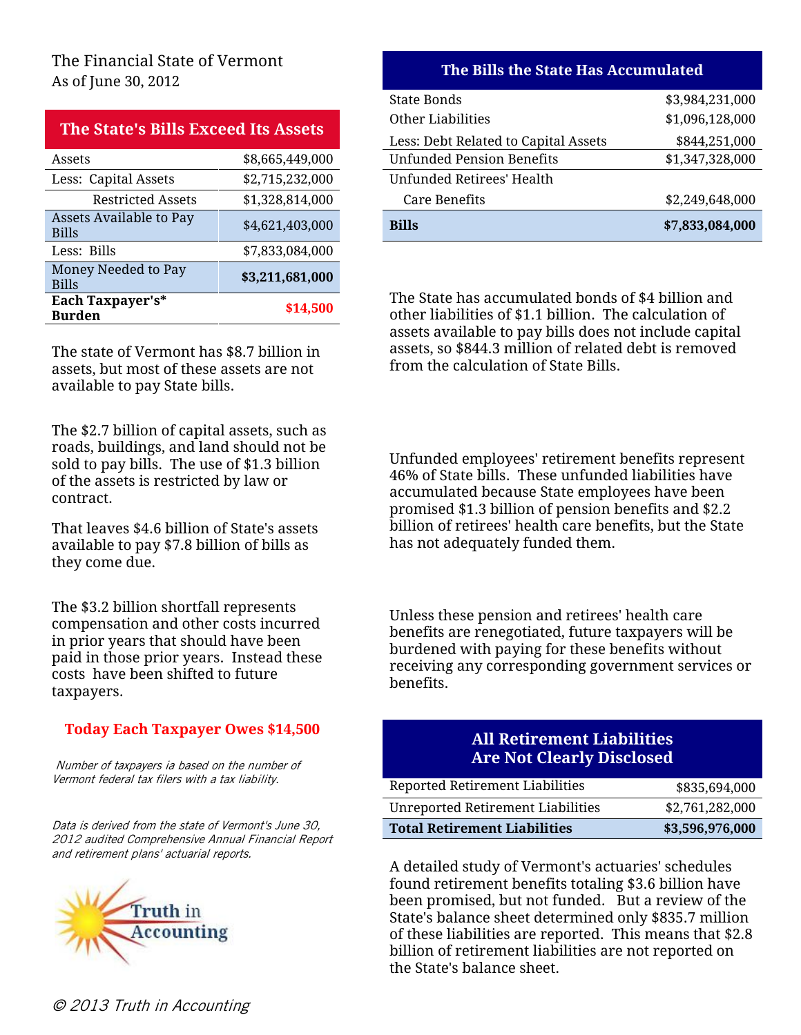The Financial State of Vermont
As of June 30, 2012

## The State's Bills Exceed Its Assets

| | |
|---|---|
| Assets | $8,665,449,000 |
| Less: Capital Assets | $2,715,232,000 |
| Restricted Assets | $1,328,814,000 |
| Assets Available to Pay Bills | $4,621,403,000 |
| Less: Bills | $7,833,084,000 |
| Money Needed to Pay Bills | **$3,211,681,000** |
| **Each Taxpayer's* Burden** | **$14,500** |

The state of Vermont has $8.7 billion in assets, but most of these assets are not available to pay State bills.

The $2.7 billion of capital assets, such as roads, buildings, and land should not be sold to pay bills. The use of $1.3 billion of the assets is restricted by law or contract.

That leaves $4.6 billion of State's assets available to pay $7.8 billion of bills as they come due.

The $3.2 billion shortfall represents compensation and other costs incurred in prior years that should have been paid in those prior years. Instead these costs have been shifted to future taxpayers.

**Today Each Taxpayer Owes $14,500**

*Number of taxpayers ia based on the number of Vermont federal tax filers with a tax liability.*

*Data is derived from the state of Vermont's June 30, 2012 audited Comprehensive Annual Financial Report and retirement plans' actuarial reports.*

Truth in Accounting

## The Bills the State Has Accumulated

| | |
|---|---|
| State Bonds | $3,984,231,000 |
| Other Liabilities | $1,096,128,000 |
| Less: Debt Related to Capital Assets | $844,251,000 |
| Unfunded Pension Benefits | $1,347,328,000 |
| Unfunded Retirees' Health Care Benefits | $2,249,648,000 |
| **Bills** | **$7,833,084,000** |

The State has accumulated bonds of $4 billion and other liabilities of $1.1 billion. The calculation of assets available to pay bills does not include capital assets, so $844.3 million of related debt is removed from the calculation of State Bills.

Unfunded employees' retirement benefits represent 46% of State bills. These unfunded liabilities have accumulated because State employees have been promised $1.3 billion of pension benefits and $2.2 billion of retirees' health care benefits, but the State has not adequately funded them.

Unless these pension and retirees' health care benefits are renegotiated, future taxpayers will be burdened with paying for these benefits without receiving any corresponding government services or benefits.

## All Retirement Liabilities Are Not Clearly Disclosed

| | |
|---|---|
| Reported Retirement Liabilities | $835,694,000 |
| Unreported Retirement Liabilities | $2,761,282,000 |
| **Total Retirement Liabilities** | **$3,596,976,000** |

A detailed study of Vermont's actuaries' schedules found retirement benefits totaling $3.6 billion have been promised, but not funded. But a review of the State's balance sheet determined only $835.7 million of these liabilities are reported. This means that $2.8 billion of retirement liabilities are not reported on the State's balance sheet.

*© 2013 Truth in Accounting*